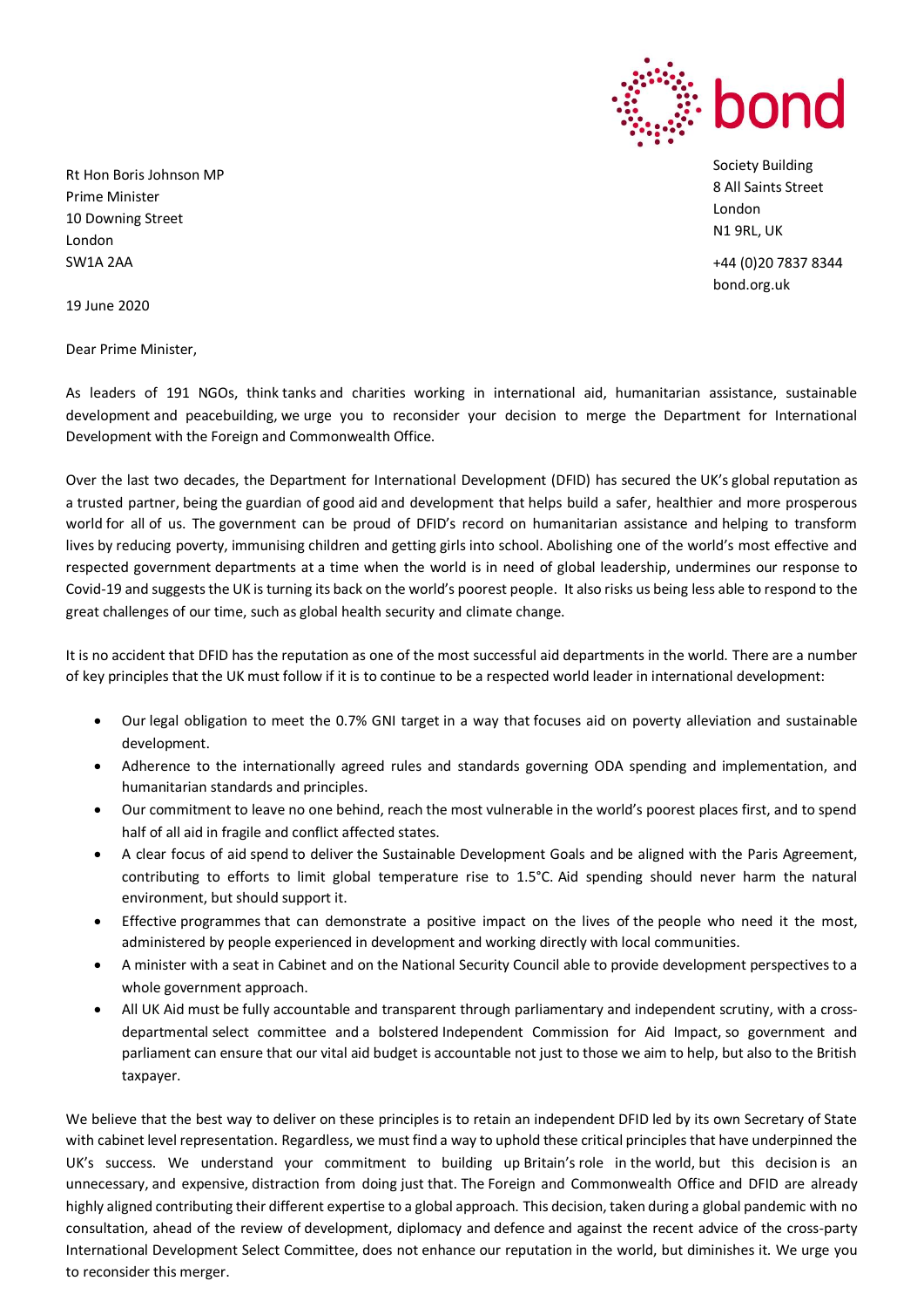bond

Society Building
8 All Saints Street
London
N1 9RL, UK

+44 (0)20 7837 8344
bond.org.uk

Rt Hon Boris Johnson MP
Prime Minister
10 Downing Street
London
SW1A 2AA

19 June 2020

Dear Prime Minister,

As leaders of 191 NGOs, think tanks and charities working in international aid, humanitarian assistance, sustainable development and peacebuilding, we urge you to reconsider your decision to merge the Department for International Development with the Foreign and Commonwealth Office.

Over the last two decades, the Department for International Development (DFID) has secured the UK's global reputation as a trusted partner, being the guardian of good aid and development that helps build a safer, healthier and more prosperous world for all of us. The government can be proud of DFID's record on humanitarian assistance and helping to transform lives by reducing poverty, immunising children and getting girls into school. Abolishing one of the world's most effective and respected government departments at a time when the world is in need of global leadership, undermines our response to Covid-19 and suggests the UK is turning its back on the world's poorest people. It also risks us being less able to respond to the great challenges of our time, such as global health security and climate change.

It is no accident that DFID has the reputation as one of the most successful aid departments in the world. There are a number of key principles that the UK must follow if it is to continue to be a respected world leader in international development:

- Our legal obligation to meet the 0.7% GNI target in a way that focuses aid on poverty alleviation and sustainable development.
- Adherence to the internationally agreed rules and standards governing ODA spending and implementation, and humanitarian standards and principles.
- Our commitment to leave no one behind, reach the most vulnerable in the world's poorest places first, and to spend half of all aid in fragile and conflict affected states.
- A clear focus of aid spend to deliver the Sustainable Development Goals and be aligned with the Paris Agreement, contributing to efforts to limit global temperature rise to 1.5°C. Aid spending should never harm the natural environment, but should support it.
- Effective programmes that can demonstrate a positive impact on the lives of the people who need it the most, administered by people experienced in development and working directly with local communities.
- A minister with a seat in Cabinet and on the National Security Council able to provide development perspectives to a whole government approach.
- All UK Aid must be fully accountable and transparent through parliamentary and independent scrutiny, with a cross-departmental select committee and a bolstered Independent Commission for Aid Impact, so government and parliament can ensure that our vital aid budget is accountable not just to those we aim to help, but also to the British taxpayer.

We believe that the best way to deliver on these principles is to retain an independent DFID led by its own Secretary of State with cabinet level representation. Regardless, we must find a way to uphold these critical principles that have underpinned the UK's success. We understand your commitment to building up Britain's role in the world, but this decision is an unnecessary, and expensive, distraction from doing just that. The Foreign and Commonwealth Office and DFID are already highly aligned contributing their different expertise to a global approach. This decision, taken during a global pandemic with no consultation, ahead of the review of development, diplomacy and defence and against the recent advice of the cross-party International Development Select Committee, does not enhance our reputation in the world, but diminishes it. We urge you to reconsider this merger.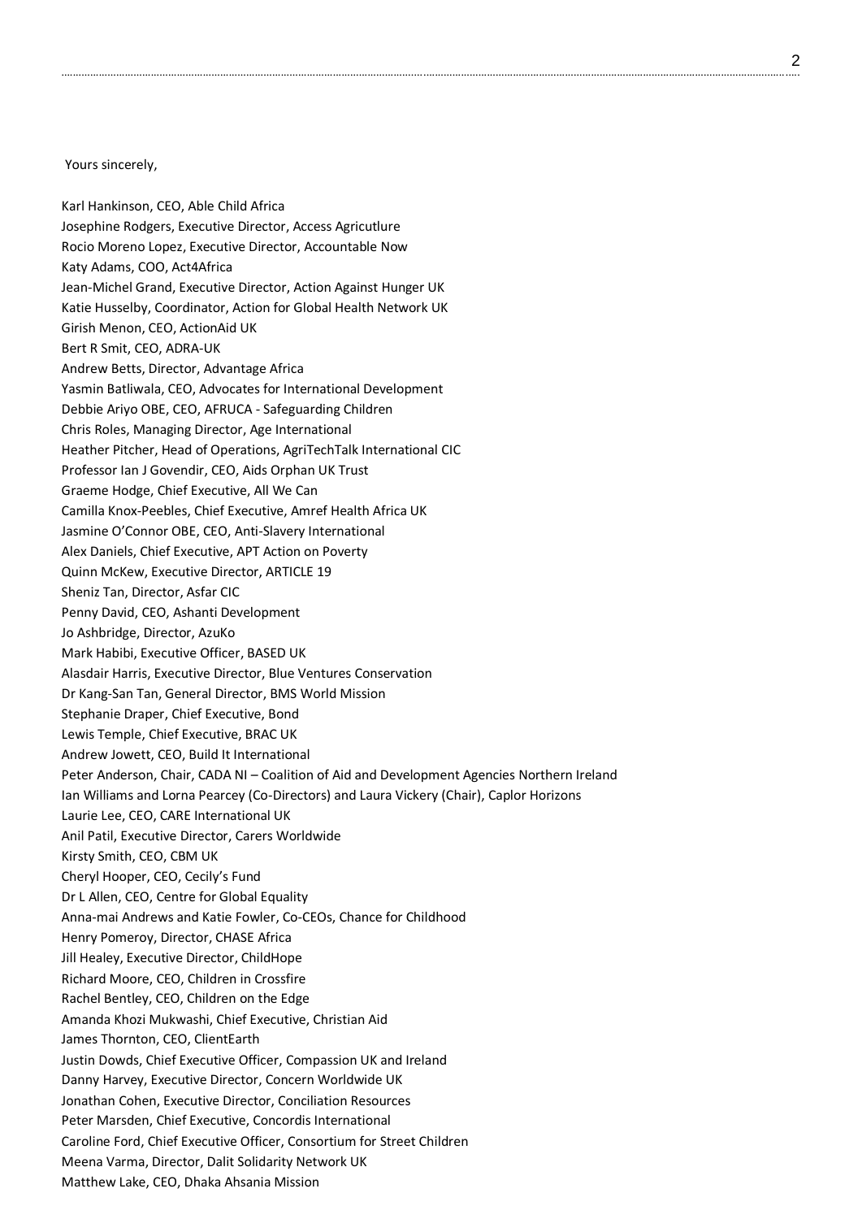Yours sincerely,

Karl Hankinson, CEO, Able Child Africa
Josephine Rodgers, Executive Director, Access Agricutlure
Rocio Moreno Lopez, Executive Director, Accountable Now
Katy Adams, COO, Act4Africa
Jean-Michel Grand, Executive Director, Action Against Hunger UK
Katie Husselby, Coordinator, Action for Global Health Network UK
Girish Menon, CEO, ActionAid UK
Bert R Smit, CEO, ADRA-UK
Andrew Betts, Director, Advantage Africa
Yasmin Batliwala, CEO, Advocates for International Development
Debbie Ariyo OBE, CEO, AFRUCA - Safeguarding Children
Chris Roles, Managing Director, Age International
Heather Pitcher, Head of Operations, AgriTechTalk International CIC
Professor Ian J Govendir, CEO, Aids Orphan UK Trust
Graeme Hodge, Chief Executive, All We Can
Camilla Knox-Peebles, Chief Executive, Amref Health Africa UK
Jasmine O'Connor OBE, CEO, Anti-Slavery International
Alex Daniels, Chief Executive, APT Action on Poverty
Quinn McKew, Executive Director, ARTICLE 19
Sheniz Tan, Director, Asfar CIC
Penny David, CEO, Ashanti Development
Jo Ashbridge, Director, AzuKo
Mark Habibi, Executive Officer, BASED UK
Alasdair Harris, Executive Director, Blue Ventures Conservation
Dr Kang-San Tan, General Director, BMS World Mission
Stephanie Draper, Chief Executive, Bond
Lewis Temple, Chief Executive, BRAC UK
Andrew Jowett, CEO, Build It International
Peter Anderson, Chair, CADA NI – Coalition of Aid and Development Agencies Northern Ireland
Ian Williams and Lorna Pearcey (Co-Directors) and Laura Vickery (Chair), Caplor Horizons
Laurie Lee, CEO, CARE International UK
Anil Patil, Executive Director, Carers Worldwide
Kirsty Smith, CEO, CBM UK
Cheryl Hooper, CEO, Cecily's Fund
Dr L Allen, CEO, Centre for Global Equality
Anna-mai Andrews and Katie Fowler, Co-CEOs, Chance for Childhood
Henry Pomeroy, Director, CHASE Africa
Jill Healey, Executive Director, ChildHope
Richard Moore, CEO, Children in Crossfire
Rachel Bentley, CEO, Children on the Edge
Amanda Khozi Mukwashi, Chief Executive, Christian Aid
James Thornton, CEO, ClientEarth
Justin Dowds, Chief Executive Officer, Compassion UK and Ireland
Danny Harvey, Executive Director, Concern Worldwide UK
Jonathan Cohen, Executive Director, Conciliation Resources
Peter Marsden, Chief Executive, Concordis International
Caroline Ford, Chief Executive Officer, Consortium for Street Children
Meena Varma, Director, Dalit Solidarity Network UK
Matthew Lake, CEO, Dhaka Ahsania Mission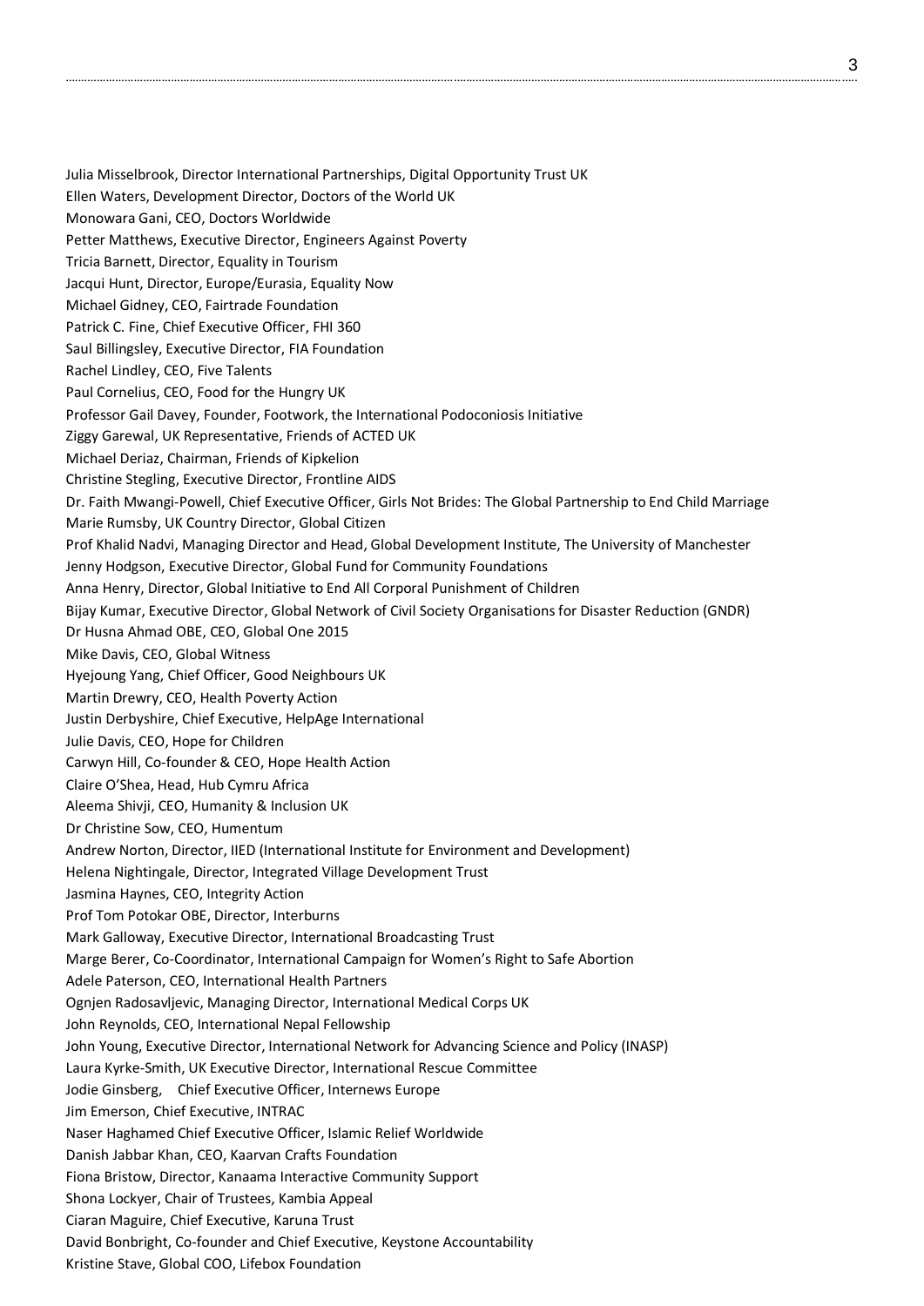Julia Misselbrook, Director International Partnerships, Digital Opportunity Trust UK
Ellen Waters, Development Director, Doctors of the World UK
Monowara Gani, CEO, Doctors Worldwide
Petter Matthews, Executive Director, Engineers Against Poverty
Tricia Barnett, Director, Equality in Tourism
Jacqui Hunt, Director, Europe/Eurasia, Equality Now
Michael Gidney, CEO, Fairtrade Foundation
Patrick C. Fine, Chief Executive Officer, FHI 360
Saul Billingsley, Executive Director, FIA Foundation
Rachel Lindley, CEO, Five Talents
Paul Cornelius, CEO, Food for the Hungry UK
Professor Gail Davey, Founder, Footwork, the International Podoconiosis Initiative
Ziggy Garewal, UK Representative, Friends of ACTED UK
Michael Deriaz, Chairman, Friends of Kipkelion
Christine Stegling, Executive Director, Frontline AIDS
Dr. Faith Mwangi-Powell, Chief Executive Officer, Girls Not Brides: The Global Partnership to End Child Marriage
Marie Rumsby, UK Country Director, Global Citizen
Prof Khalid Nadvi, Managing Director and Head, Global Development Institute, The University of Manchester
Jenny Hodgson, Executive Director, Global Fund for Community Foundations
Anna Henry, Director, Global Initiative to End All Corporal Punishment of Children
Bijay Kumar, Executive Director, Global Network of Civil Society Organisations for Disaster Reduction (GNDR)
Dr Husna Ahmad OBE, CEO, Global One 2015
Mike Davis, CEO, Global Witness
Hyejoung Yang, Chief Officer, Good Neighbours UK
Martin Drewry, CEO, Health Poverty Action
Justin Derbyshire, Chief Executive, HelpAge International
Julie Davis, CEO, Hope for Children
Carwyn Hill, Co-founder & CEO, Hope Health Action
Claire O'Shea, Head, Hub Cymru Africa
Aleema Shivji, CEO, Humanity & Inclusion UK
Dr Christine Sow, CEO, Humentum
Andrew Norton, Director, IIED (International Institute for Environment and Development)
Helena Nightingale, Director, Integrated Village Development Trust
Jasmina Haynes, CEO, Integrity Action
Prof Tom Potokar OBE, Director, Interburns
Mark Galloway, Executive Director, International Broadcasting Trust
Marge Berer, Co-Coordinator, International Campaign for Women's Right to Safe Abortion
Adele Paterson, CEO, International Health Partners
Ognjen Radosavljevic, Managing Director, International Medical Corps UK
John Reynolds, CEO, International Nepal Fellowship
John Young, Executive Director, International Network for Advancing Science and Policy (INASP)
Laura Kyrke-Smith, UK Executive Director, International Rescue Committee
Jodie Ginsberg, Chief Executive Officer, Internews Europe
Jim Emerson, Chief Executive, INTRAC
Naser Haghamed Chief Executive Officer, Islamic Relief Worldwide
Danish Jabbar Khan, CEO, Kaarvan Crafts Foundation
Fiona Bristow, Director, Kanaama Interactive Community Support
Shona Lockyer, Chair of Trustees, Kambia Appeal
Ciaran Maguire, Chief Executive, Karuna Trust
David Bonbright, Co-founder and Chief Executive, Keystone Accountability
Kristine Stave, Global COO, Lifebox Foundation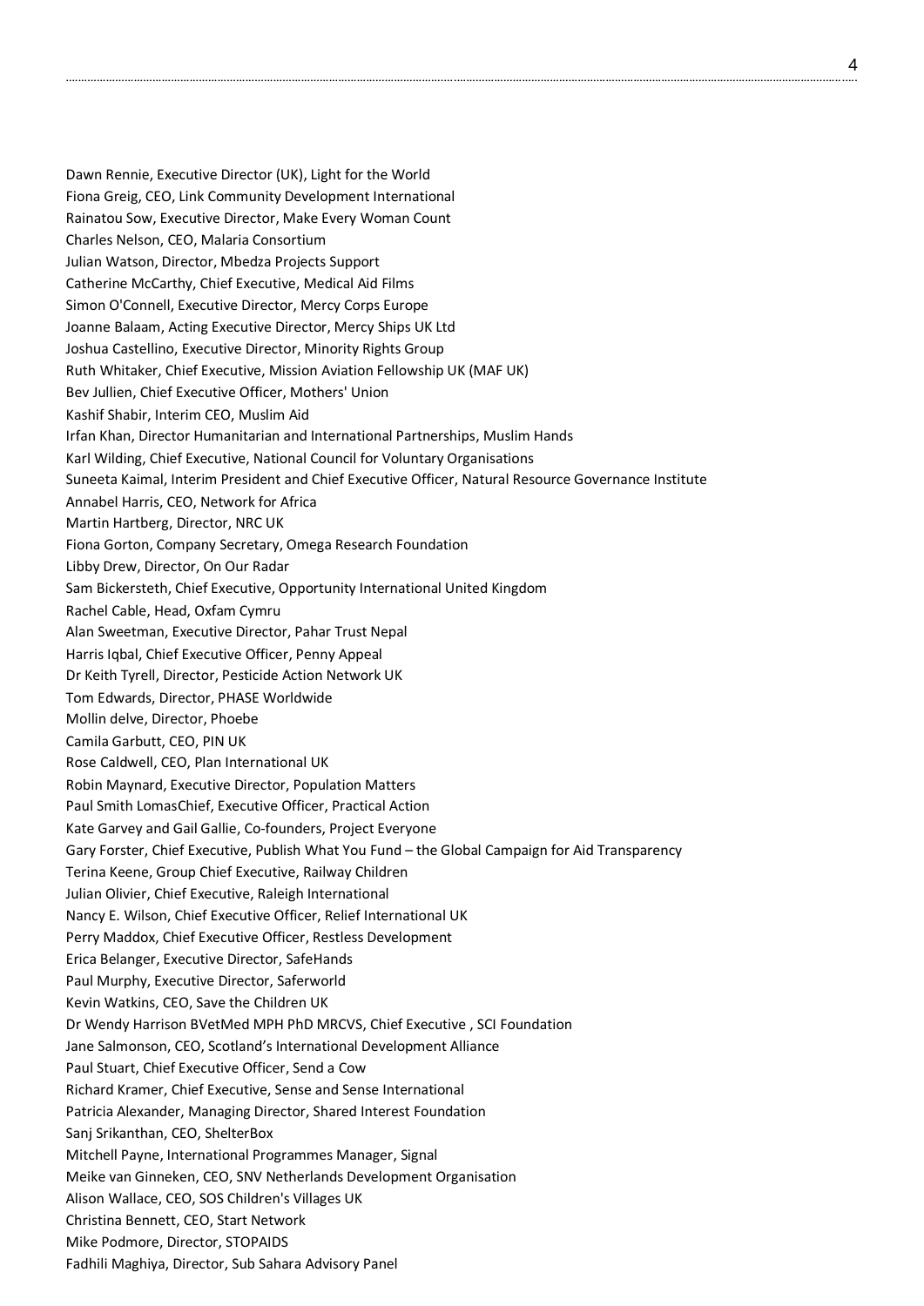Dawn Rennie, Executive Director (UK), Light for the World
Fiona Greig, CEO, Link Community Development International
Rainatou Sow, Executive Director, Make Every Woman Count
Charles Nelson, CEO, Malaria Consortium
Julian Watson, Director, Mbedza Projects Support
Catherine McCarthy, Chief Executive, Medical Aid Films
Simon O'Connell, Executive Director, Mercy Corps Europe
Joanne Balaam, Acting Executive Director, Mercy Ships UK Ltd
Joshua Castellino, Executive Director, Minority Rights Group
Ruth Whitaker, Chief Executive, Mission Aviation Fellowship UK (MAF UK)
Bev Jullien, Chief Executive Officer, Mothers' Union
Kashif Shabir, Interim CEO, Muslim Aid
Irfan Khan, Director Humanitarian and International Partnerships, Muslim Hands
Karl Wilding, Chief Executive, National Council for Voluntary Organisations
Suneeta Kaimal, Interim President and Chief Executive Officer, Natural Resource Governance Institute
Annabel Harris, CEO, Network for Africa
Martin Hartberg, Director, NRC UK
Fiona Gorton, Company Secretary, Omega Research Foundation
Libby Drew, Director, On Our Radar
Sam Bickersteth, Chief Executive, Opportunity International United Kingdom
Rachel Cable, Head, Oxfam Cymru
Alan Sweetman, Executive Director, Pahar Trust Nepal
Harris Iqbal, Chief Executive Officer, Penny Appeal
Dr Keith Tyrell, Director, Pesticide Action Network UK
Tom Edwards, Director, PHASE Worldwide
Mollin delve, Director, Phoebe
Camila Garbutt, CEO, PIN UK
Rose Caldwell, CEO, Plan International UK
Robin Maynard, Executive Director, Population Matters
Paul Smith LomasChief, Executive Officer, Practical Action
Kate Garvey and Gail Gallie, Co-founders, Project Everyone
Gary Forster, Chief Executive, Publish What You Fund – the Global Campaign for Aid Transparency
Terina Keene, Group Chief Executive, Railway Children
Julian Olivier, Chief Executive, Raleigh International
Nancy E. Wilson, Chief Executive Officer, Relief International UK
Perry Maddox, Chief Executive Officer, Restless Development
Erica Belanger, Executive Director, SafeHands
Paul Murphy, Executive Director, Saferworld
Kevin Watkins, CEO, Save the Children UK
Dr Wendy Harrison BVetMed MPH PhD MRCVS, Chief Executive , SCI Foundation
Jane Salmonson, CEO, Scotland's International Development Alliance
Paul Stuart, Chief Executive Officer, Send a Cow
Richard Kramer, Chief Executive, Sense and Sense International
Patricia Alexander, Managing Director, Shared Interest Foundation
Sanj Srikanthan, CEO, ShelterBox
Mitchell Payne, International Programmes Manager, Signal
Meike van Ginneken, CEO, SNV Netherlands Development Organisation
Alison Wallace, CEO, SOS Children's Villages UK
Christina Bennett, CEO, Start Network
Mike Podmore, Director, STOPAIDS
Fadhili Maghiya, Director, Sub Sahara Advisory Panel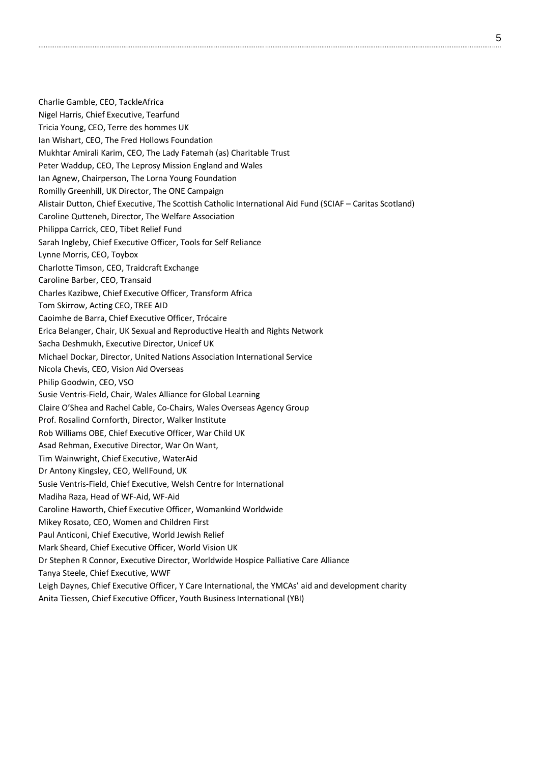Charlie Gamble, CEO, TackleAfrica
Nigel Harris, Chief Executive, Tearfund
Tricia Young, CEO, Terre des hommes UK
Ian Wishart, CEO, The Fred Hollows Foundation
Mukhtar Amirali Karim, CEO, The Lady Fatemah (as) Charitable Trust
Peter Waddup, CEO, The Leprosy Mission England and Wales
Ian Agnew, Chairperson, The Lorna Young Foundation
Romilly Greenhill, UK Director, The ONE Campaign
Alistair Dutton, Chief Executive, The Scottish Catholic International Aid Fund (SCIAF – Caritas Scotland)
Caroline Qutteneh, Director, The Welfare Association
Philippa Carrick, CEO, Tibet Relief Fund
Sarah Ingleby, Chief Executive Officer, Tools for Self Reliance
Lynne Morris, CEO, Toybox
Charlotte Timson, CEO, Traidcraft Exchange
Caroline Barber, CEO, Transaid
Charles Kazibwe, Chief Executive Officer, Transform Africa
Tom Skirrow, Acting CEO, TREE AID
Caoimhe de Barra, Chief Executive Officer, Trócaire
Erica Belanger, Chair, UK Sexual and Reproductive Health and Rights Network
Sacha Deshmukh, Executive Director, Unicef UK
Michael Dockar, Director, United Nations Association International Service
Nicola Chevis, CEO, Vision Aid Overseas
Philip Goodwin, CEO, VSO
Susie Ventris-Field, Chair, Wales Alliance for Global Learning
Claire O'Shea and Rachel Cable, Co-Chairs, Wales Overseas Agency Group
Prof. Rosalind Cornforth, Director, Walker Institute
Rob Williams OBE, Chief Executive Officer, War Child UK
Asad Rehman, Executive Director, War On Want,
Tim Wainwright, Chief Executive, WaterAid
Dr Antony Kingsley, CEO, WellFound, UK
Susie Ventris-Field, Chief Executive, Welsh Centre for International
Madiha Raza, Head of WF-Aid, WF-Aid
Caroline Haworth, Chief Executive Officer, Womankind Worldwide
Mikey Rosato, CEO, Women and Children First
Paul Anticoni, Chief Executive, World Jewish Relief
Mark Sheard, Chief Executive Officer, World Vision UK
Dr Stephen R Connor, Executive Director, Worldwide Hospice Palliative Care Alliance
Tanya Steele, Chief Executive, WWF
Leigh Daynes, Chief Executive Officer, Y Care International, the YMCAs' aid and development charity
Anita Tiessen, Chief Executive Officer, Youth Business International (YBI)